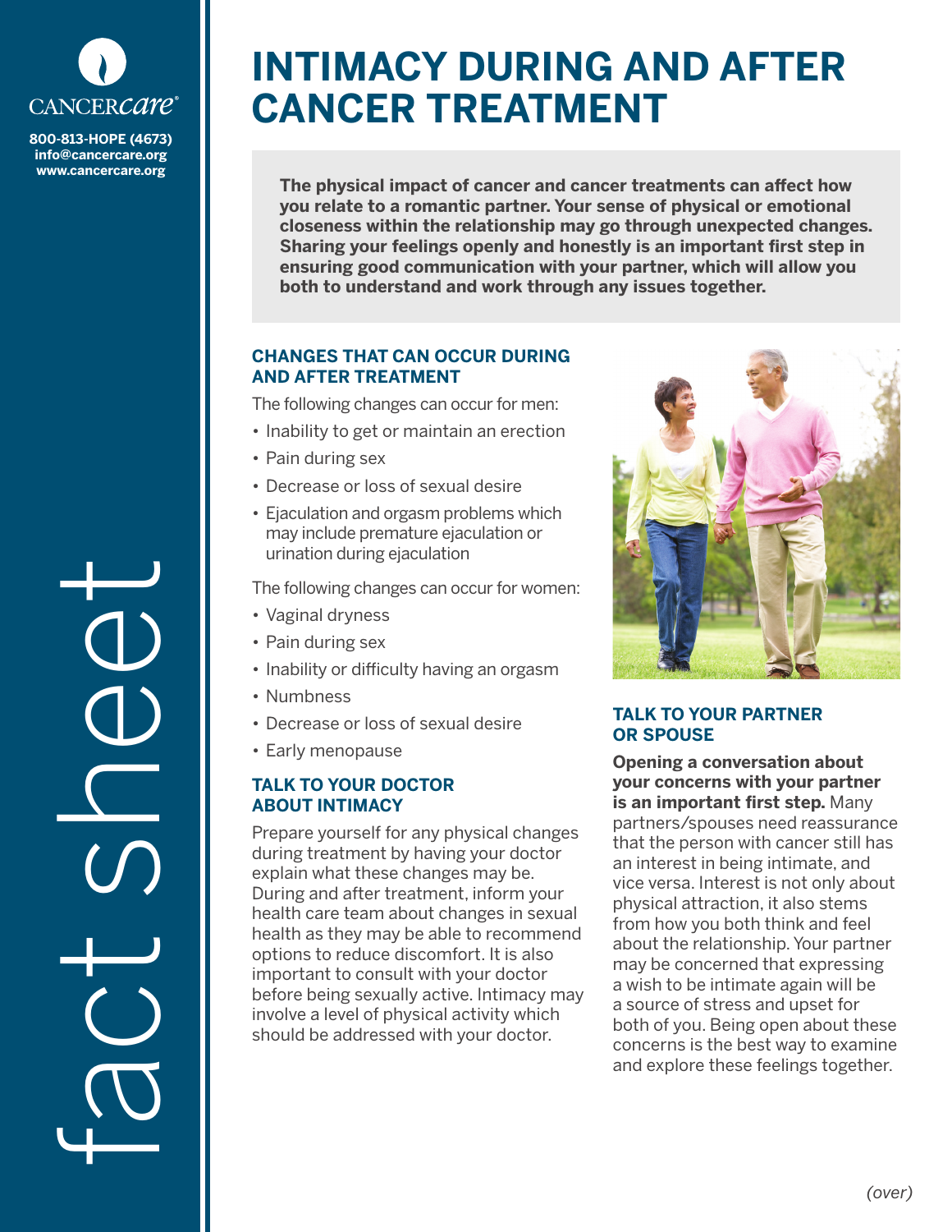CANCERcare®

800-813-HOPE (4673)
info@cancercare.org
www.cancercare.org

fact sheet

# INTIMACY DURING AND AFTER CANCER TREATMENT

**The physical impact of cancer and cancer treatments can affect how you relate to a romantic partner. Your sense of physical or emotional closeness within the relationship may go through unexpected changes. Sharing your feelings openly and honestly is an important first step in ensuring good communication with your partner, which will allow you both to understand and work through any issues together.**

## CHANGES THAT CAN OCCUR DURING AND AFTER TREATMENT

The following changes can occur for men:

- Inability to get or maintain an erection
- Pain during sex
- Decrease or loss of sexual desire
- Ejaculation and orgasm problems which may include premature ejaculation or urination during ejaculation

The following changes can occur for women:

- Vaginal dryness
- Pain during sex
- Inability or difficulty having an orgasm
- Numbness
- Decrease or loss of sexual desire
- Early menopause

## TALK TO YOUR DOCTOR ABOUT INTIMACY

Prepare yourself for any physical changes during treatment by having your doctor explain what these changes may be. During and after treatment, inform your health care team about changes in sexual health as they may be able to recommend options to reduce discomfort. It is also important to consult with your doctor before being sexually active. Intimacy may involve a level of physical activity which should be addressed with your doctor.

## TALK TO YOUR PARTNER OR SPOUSE

**Opening a conversation about your concerns with your partner is an important first step.** Many partners/spouses need reassurance that the person with cancer still has an interest in being intimate, and vice versa. Interest is not only about physical attraction, it also stems from how you both think and feel about the relationship. Your partner may be concerned that expressing a wish to be intimate again will be a source of stress and upset for both of you. Being open about these concerns is the best way to examine and explore these feelings together.

*(over)*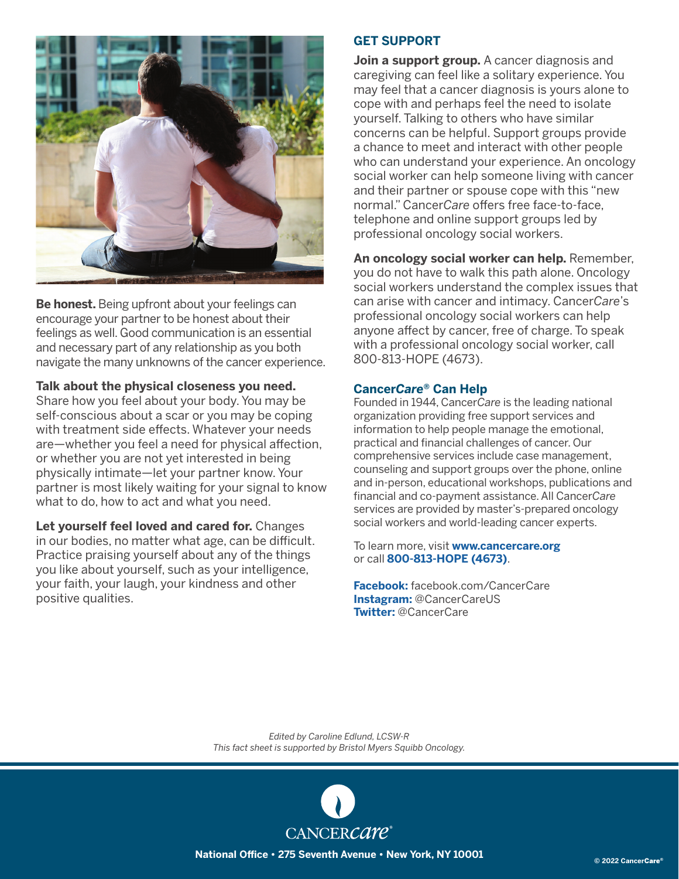**Be honest.** Being upfront about your feelings can encourage your partner to be honest about their feelings as well. Good communication is an essential and necessary part of any relationship as you both navigate the many unknowns of the cancer experience.

**Talk about the physical closeness you need.** Share how you feel about your body. You may be self-conscious about a scar or you may be coping with treatment side effects. Whatever your needs are—whether you feel a need for physical affection, or whether you are not yet interested in being physically intimate—let your partner know. Your partner is most likely waiting for your signal to know what to do, how to act and what you need.

**Let yourself feel loved and cared for.** Changes in our bodies, no matter what age, can be difficult. Practice praising yourself about any of the things you like about yourself, such as your intelligence, your faith, your laugh, your kindness and other positive qualities.

## GET SUPPORT

**Join a support group.** A cancer diagnosis and caregiving can feel like a solitary experience. You may feel that a cancer diagnosis is yours alone to cope with and perhaps feel the need to isolate yourself. Talking to others who have similar concerns can be helpful. Support groups provide a chance to meet and interact with other people who can understand your experience. An oncology social worker can help someone living with cancer and their partner or spouse cope with this "new normal." Cancer*Care* offers free face-to-face, telephone and online support groups led by professional oncology social workers.

**An oncology social worker can help.** Remember, you do not have to walk this path alone. Oncology social workers understand the complex issues that can arise with cancer and intimacy. Cancer*Care*'s professional oncology social workers can help anyone affect by cancer, free of charge. To speak with a professional oncology social worker, call 800-813-HOPE (4673).

### Cancer*Care*® Can Help

Founded in 1944, Cancer*Care* is the leading national organization providing free support services and information to help people manage the emotional, practical and financial challenges of cancer. Our comprehensive services include case management, counseling and support groups over the phone, online and in-person, educational workshops, publications and financial and co-payment assistance. All Cancer*Care* services are provided by master's-prepared oncology social workers and world-leading cancer experts.

To learn more, visit **www.cancercare.org** or call **800-813-HOPE (4673)**.

**Facebook:** facebook.com/CancerCare
**Instagram:** @CancerCareUS
**Twitter:** @CancerCare

*Edited by Caroline Edlund, LCSW-R*
*This fact sheet is supported by Bristol Myers Squibb Oncology.*

CANCER*care*®

**National Office • 275 Seventh Avenue • New York, NY 10001**

© 2022 CancerCare®